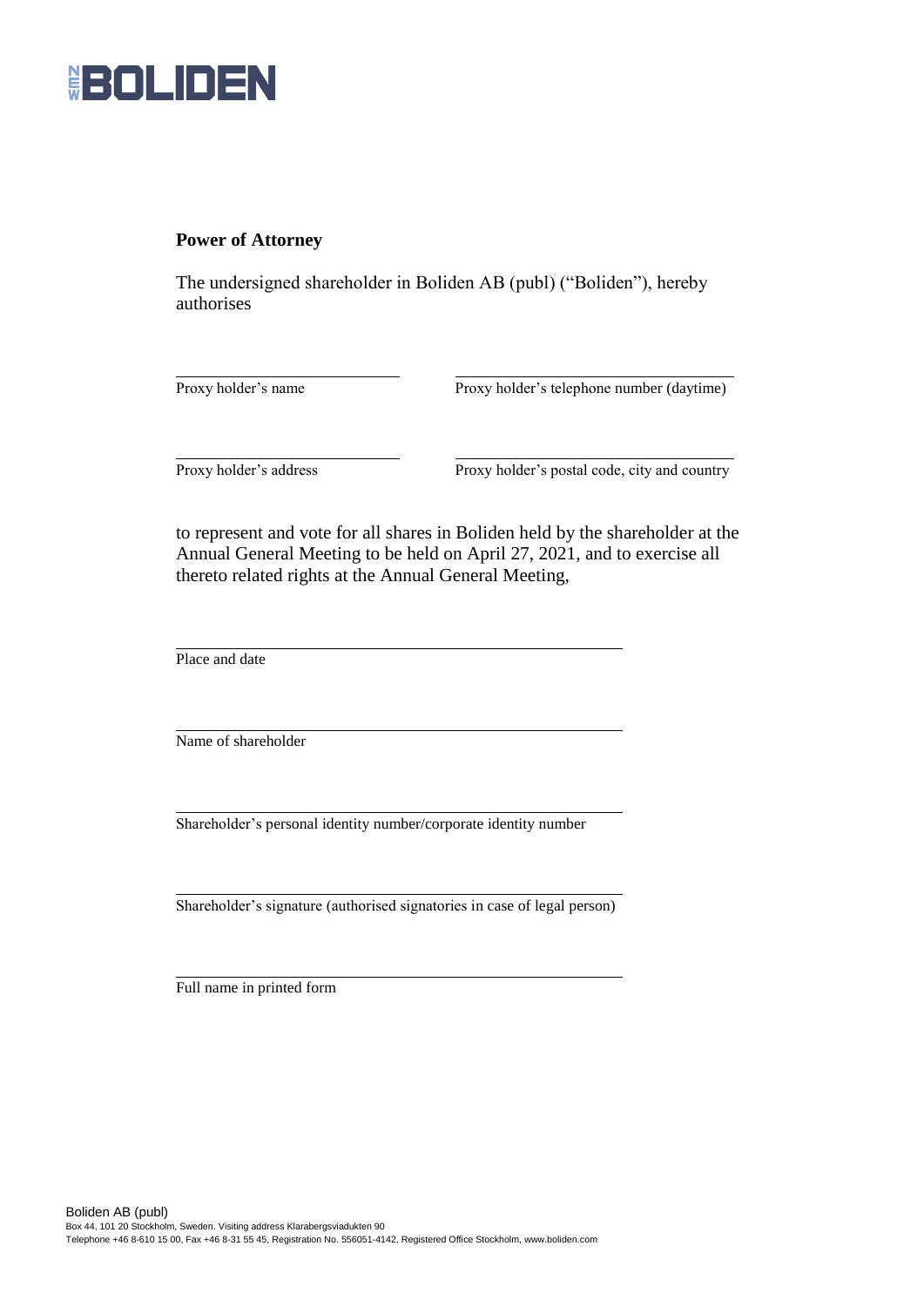NEW BOLIDEN

**Power of Attorney**

The undersigned shareholder in Boliden AB (publ) ("Boliden"), hereby authorises

| ______________________ | ______________________ |
|---|---|
| Proxy holder's name | Proxy holder's telephone number (daytime) |
| ______________________ | ______________________ |
| Proxy holder's address | Proxy holder's postal code, city and country |

to represent and vote for all shares in Boliden held by the shareholder at the Annual General Meeting to be held on April 27, 2021, and to exercise all thereto related rights at the Annual General Meeting,

______________________________________________
Place and date

______________________________________________
Name of shareholder

______________________________________________
Shareholder's personal identity number/corporate identity number

______________________________________________
Shareholder's signature (authorised signatories in case of legal person)

______________________________________________
Full name in printed form

Boliden AB (publ)
Box 44, 101 20 Stockholm, Sweden. Visiting address Klarabergsviadukten 90
Telephone +46 8-610 15 00, Fax +46 8-31 55 45, Registration No. 556051-4142, Registered Office Stockholm, www.boliden.com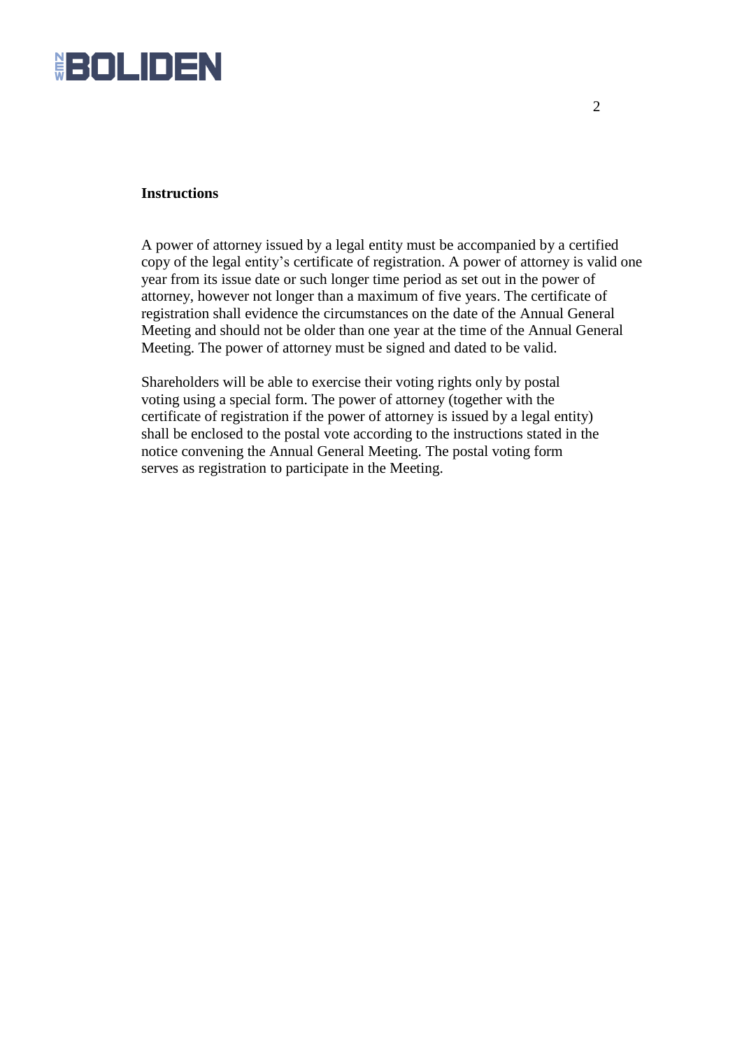**Instructions**

A power of attorney issued by a legal entity must be accompanied by a certified copy of the legal entity's certificate of registration. A power of attorney is valid one year from its issue date or such longer time period as set out in the power of attorney, however not longer than a maximum of five years. The certificate of registration shall evidence the circumstances on the date of the Annual General Meeting and should not be older than one year at the time of the Annual General Meeting. The power of attorney must be signed and dated to be valid.

Shareholders will be able to exercise their voting rights only by postal voting using a special form. The power of attorney (together with the certificate of registration if the power of attorney is issued by a legal entity) shall be enclosed to the postal vote according to the instructions stated in the notice convening the Annual General Meeting. The postal voting form serves as registration to participate in the Meeting.